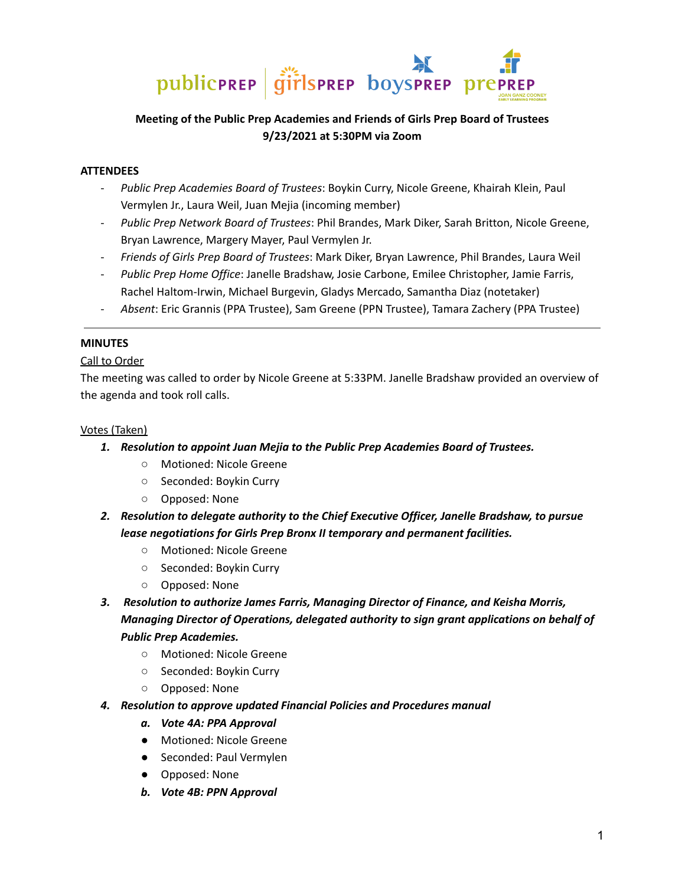**Meeting of the Public Prep Academies and Friends of Girls Prep Board of Trustees**
**9/23/2021 at 5:30PM via Zoom**

**ATTENDEES**

- *Public Prep Academies Board of Trustees*: Boykin Curry, Nicole Greene, Khairah Klein, Paul Vermylen Jr., Laura Weil, Juan Mejia (incoming member)
- *Public Prep Network Board of Trustees*: Phil Brandes, Mark Diker, Sarah Britton, Nicole Greene, Bryan Lawrence, Margery Mayer, Paul Vermylen Jr.
- *Friends of Girls Prep Board of Trustees*: Mark Diker, Bryan Lawrence, Phil Brandes, Laura Weil
- *Public Prep Home Office*: Janelle Bradshaw, Josie Carbone, Emilee Christopher, Jamie Farris, Rachel Haltom-Irwin, Michael Burgevin, Gladys Mercado, Samantha Diaz (notetaker)
- *Absent*: Eric Grannis (PPA Trustee), Sam Greene (PPN Trustee), Tamara Zachery (PPA Trustee)

---

**MINUTES**

Call to Order

The meeting was called to order by Nicole Greene at 5:33PM. Janelle Bradshaw provided an overview of the agenda and took roll calls.

Votes (Taken)

1. ***Resolution to appoint Juan Mejia to the Public Prep Academies Board of Trustees.***
   - Motioned: Nicole Greene
   - Seconded: Boykin Curry
   - Opposed: None
2. ***Resolution to delegate authority to the Chief Executive Officer, Janelle Bradshaw, to pursue lease negotiations for Girls Prep Bronx II temporary and permanent facilities.***
   - Motioned: Nicole Greene
   - Seconded: Boykin Curry
   - Opposed: None
3. ***Resolution to authorize James Farris, Managing Director of Finance, and Keisha Morris, Managing Director of Operations, delegated authority to sign grant applications on behalf of Public Prep Academies.***
   - Motioned: Nicole Greene
   - Seconded: Boykin Curry
   - Opposed: None
4. ***Resolution to approve updated Financial Policies and Procedures manual***
   a. ***Vote 4A: PPA Approval***
   - Motioned: Nicole Greene
   - Seconded: Paul Vermylen
   - Opposed: None

   b. ***Vote 4B: PPN Approval***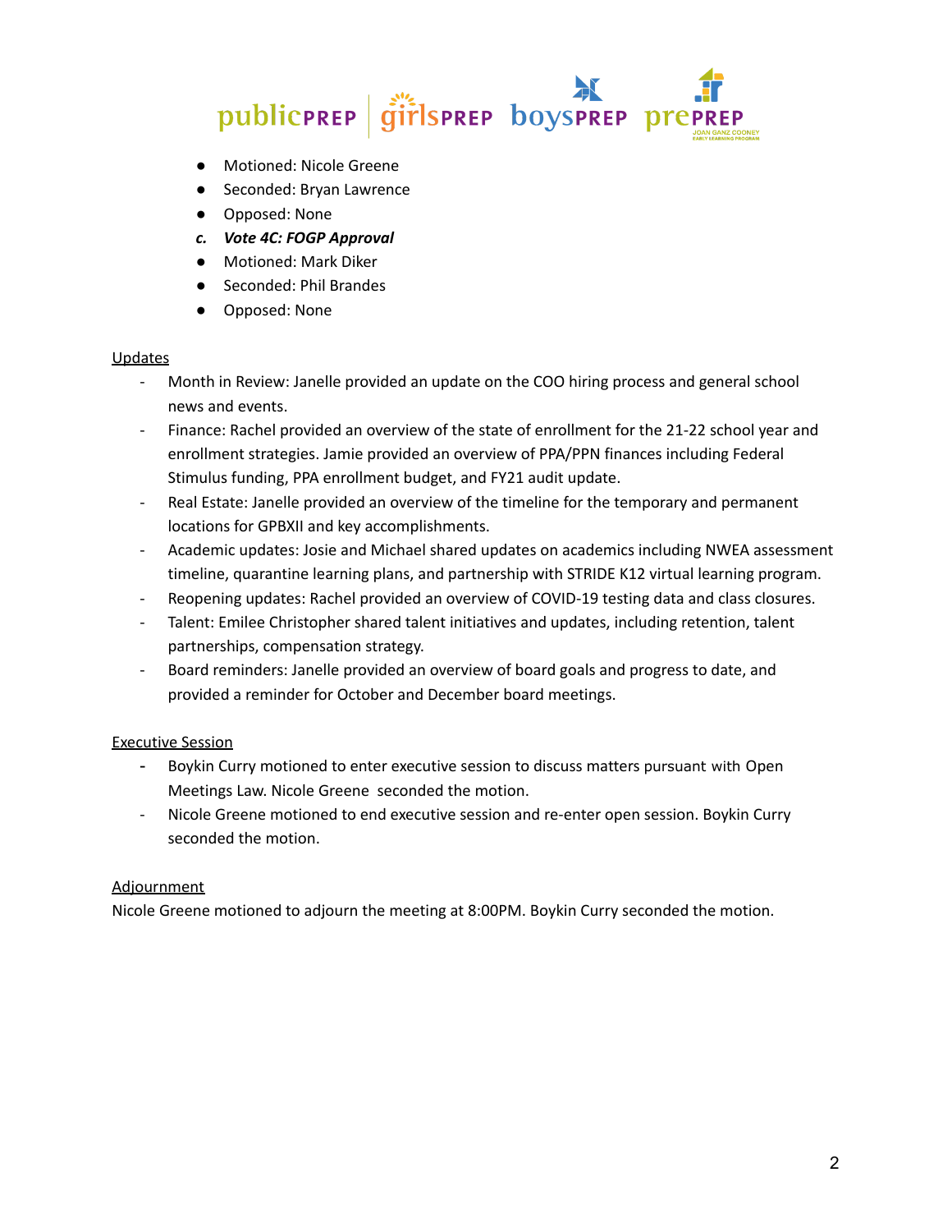- Motioned: Nicole Greene
- Seconded: Bryan Lawrence
- Opposed: None

c. ***Vote 4C: FOGP Approval***

- Motioned: Mark Diker
- Seconded: Phil Brandes
- Opposed: None

Updates

- Month in Review: Janelle provided an update on the COO hiring process and general school news and events.
- Finance: Rachel provided an overview of the state of enrollment for the 21-22 school year and enrollment strategies. Jamie provided an overview of PPA/PPN finances including Federal Stimulus funding, PPA enrollment budget, and FY21 audit update.
- Real Estate: Janelle provided an overview of the timeline for the temporary and permanent locations for GPBXII and key accomplishments.
- Academic updates: Josie and Michael shared updates on academics including NWEA assessment timeline, quarantine learning plans, and partnership with STRIDE K12 virtual learning program.
- Reopening updates: Rachel provided an overview of COVID-19 testing data and class closures.
- Talent: Emilee Christopher shared talent initiatives and updates, including retention, talent partnerships, compensation strategy.
- Board reminders: Janelle provided an overview of board goals and progress to date, and provided a reminder for October and December board meetings.

Executive Session

- Boykin Curry motioned to enter executive session to discuss matters pursuant with Open Meetings Law. Nicole Greene seconded the motion.
- Nicole Greene motioned to end executive session and re-enter open session. Boykin Curry seconded the motion.

Adjournment

Nicole Greene motioned to adjourn the meeting at 8:00PM. Boykin Curry seconded the motion.